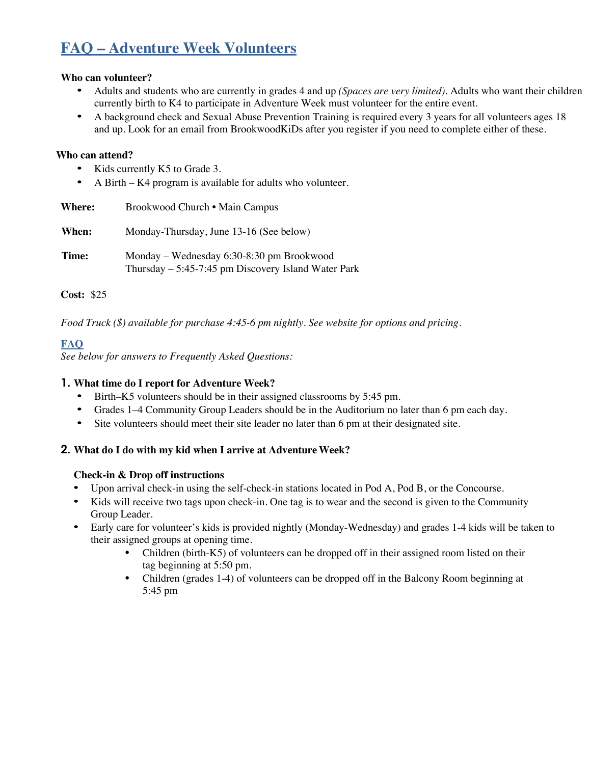# FAQ – Adventure Week Volunteers

**Who can volunteer?**

- Adults and students who are currently in grades 4 and up *(Spaces are very limited)*. Adults who want their children currently birth to K4 to participate in Adventure Week must volunteer for the entire event.
- A background check and Sexual Abuse Prevention Training is required every 3 years for all volunteers ages 18 and up. Look for an email from BrookwoodKiDs after you register if you need to complete either of these.

**Who can attend?**

- Kids currently K5 to Grade 3.
- A Birth – K4 program is available for adults who volunteer.

**Where:** Brookwood Church • Main Campus

**When:** Monday-Thursday, June 13-16 (See below)

**Time:** Monday – Wednesday 6:30-8:30 pm Brookwood
Thursday – 5:45-7:45 pm Discovery Island Water Park

**Cost:** $25

*Food Truck ($) available for purchase 4:45-6 pm nightly. See website for options and pricing.*

## FAQ

*See below for answers to Frequently Asked Questions:*

### 1. What time do I report for Adventure Week?

- Birth–K5 volunteers should be in their assigned classrooms by 5:45 pm.
- Grades 1–4 Community Group Leaders should be in the Auditorium no later than 6 pm each day.
- Site volunteers should meet their site leader no later than 6 pm at their designated site.

### 2. What do I do with my kid when I arrive at Adventure Week?

**Check-in & Drop off instructions**

- Upon arrival check-in using the self-check-in stations located in Pod A, Pod B, or the Concourse.
- Kids will receive two tags upon check-in. One tag is to wear and the second is given to the Community Group Leader.
- Early care for volunteer's kids is provided nightly (Monday-Wednesday) and grades 1-4 kids will be taken to their assigned groups at opening time.
    - Children (birth-K5) of volunteers can be dropped off in their assigned room listed on their tag beginning at 5:50 pm.
    - Children (grades 1-4) of volunteers can be dropped off in the Balcony Room beginning at 5:45 pm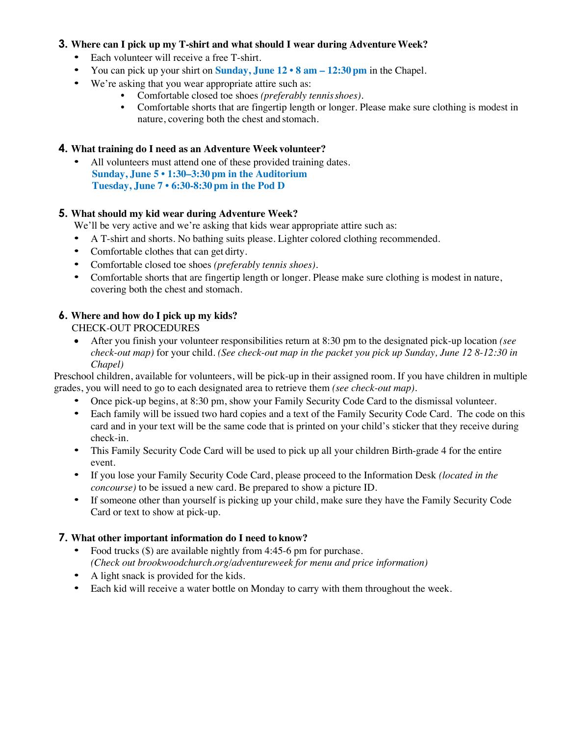**3. Where can I pick up my T-shirt and what should I wear during Adventure Week?**

- Each volunteer will receive a free T-shirt.
- You can pick up your shirt on **Sunday, June 12 • 8 am – 12:30 pm** in the Chapel.
- We're asking that you wear appropriate attire such as:
  - Comfortable closed toe shoes *(preferably tennis shoes)*.
  - Comfortable shorts that are fingertip length or longer. Please make sure clothing is modest in nature, covering both the chest and stomach.

**4. What training do I need as an Adventure Week volunteer?**

- All volunteers must attend one of these provided training dates.
  **Sunday, June 5 • 1:30–3:30 pm in the Auditorium**
  **Tuesday, June 7 • 6:30-8:30 pm in the Pod D**

**5. What should my kid wear during Adventure Week?**

We'll be very active and we're asking that kids wear appropriate attire such as:

- A T-shirt and shorts. No bathing suits please. Lighter colored clothing recommended.
- Comfortable clothes that can get dirty.
- Comfortable closed toe shoes *(preferably tennis shoes)*.
- Comfortable shorts that are fingertip length or longer. Please make sure clothing is modest in nature, covering both the chest and stomach.

**6. Where and how do I pick up my kids?**

CHECK-OUT PROCEDURES

- After you finish your volunteer responsibilities return at 8:30 pm to the designated pick-up location *(see check-out map)* for your child. *(See check-out map in the packet you pick up Sunday, June 12 8-12:30 in Chapel)*

Preschool children, available for volunteers, will be pick-up in their assigned room. If you have children in multiple grades, you will need to go to each designated area to retrieve them *(see check-out map)*.

- Once pick-up begins, at 8:30 pm, show your Family Security Code Card to the dismissal volunteer.
- Each family will be issued two hard copies and a text of the Family Security Code Card. The code on this card and in your text will be the same code that is printed on your child's sticker that they receive during check-in.
- This Family Security Code Card will be used to pick up all your children Birth-grade 4 for the entire event.
- If you lose your Family Security Code Card, please proceed to the Information Desk *(located in the concourse)* to be issued a new card. Be prepared to show a picture ID.
- If someone other than yourself is picking up your child, make sure they have the Family Security Code Card or text to show at pick-up.

**7. What other important information do I need to know?**

- Food trucks ($) are available nightly from 4:45-6 pm for purchase.
  *(Check out brookwoodchurch.org/adventureweek for menu and price information)*
- A light snack is provided for the kids.
- Each kid will receive a water bottle on Monday to carry with them throughout the week.